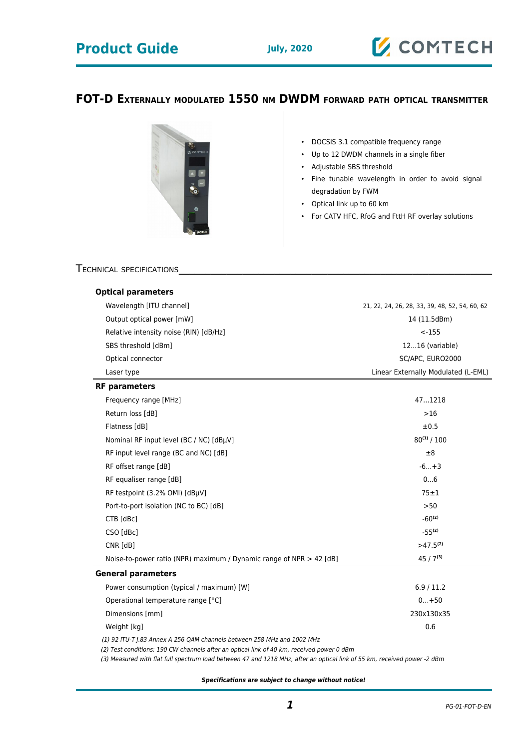# Product Guide

July, 2020

## FOT-D Externally modulated 1550 nm DWDM forward path optical transmitter

- DOCSIS 3.1 compatible frequency range
- Up to 12 DWDM channels in a single fiber
- Adjustable SBS threshold
- Fine tunable wavelength in order to avoid signal degradation by FWM
- Optical link up to 60 km
- For CATV HFC, RfoG and FttH RF overlay solutions

## Technical specifications

| Optical parameters | |
|---|---|
| Wavelength [ITU channel] | 21, 22, 24, 26, 28, 33, 39, 48, 52, 54, 60, 62 |
| Output optical power [mW] | 14 (11.5dBm) |
| Relative intensity noise (RIN) [dB/Hz] | <-155 |
| SBS threshold [dBm] | 12...16 (variable) |
| Optical connector | SC/APC, EURO2000 |
| Laser type | Linear Externally Modulated (L-EML) |
| **RF parameters** | |
| Frequency range [MHz] | 47...1218 |
| Return loss [dB] | >16 |
| Flatness [dB] | ±0.5 |
| Nominal RF input level (BC / NC) [dBµV] | 80[(1)] / 100 |
| RF input level range (BC and NC) [dB] | ±8 |
| RF offset range [dB] | -6...+3 |
| RF equaliser range [dB] | 0...6 |
| RF testpoint (3.2% OMI) [dBµV] | 75±1 |
| Port-to-port isolation (NC to BC) [dB] | >50 |
| CTB [dBc] | -60[(2)] |
| CSO [dBc] | -55[(2)] |
| CNR [dB] | >47.5[(2)] |
| Noise-to-power ratio (NPR) maximum / Dynamic range of NPR > 42 [dB] | 45 / 7[(3)] |
| **General parameters** | |
| Power consumption (typical / maximum) [W] | 6.9 / 11.2 |
| Operational temperature range [°C] | 0...+50 |
| Dimensions [mm] | 230x130x35 |
| Weight [kg] | 0.6 |

*(1) 92 ITU-T J.83 Annex A 256 QAM channels between 258 MHz and 1002 MHz*

*(2) Test conditions: 190 CW channels after an optical link of 40 km, received power 0 dBm*

*(3) Measured with flat full spectrum load between 47 and 1218 MHz, after an optical link of 55 km, received power -2 dBm*

***Specifications are subject to change without notice!***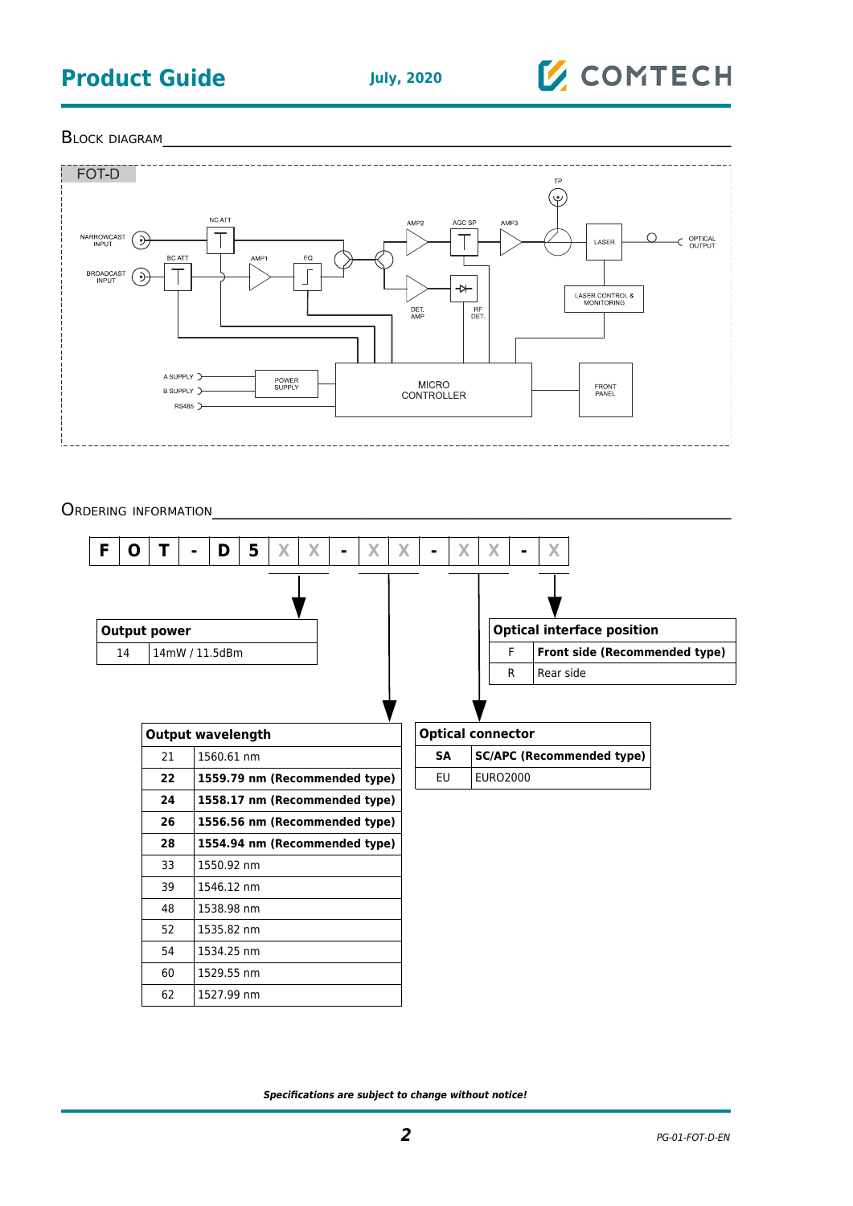## Block diagram

FOT-D

TP

NARROWCAST INPUT

NC ATT

AMP2

AGC SP

AMP3

LASER

OPTICAL OUTPUT

BROADCAST INPUT

BC ATT

AMP1

EQ

DET. AMP

RF DET.

LASER CONTROL & MONITORING

A SUPPLY

B SUPPLY

RS485

POWER SUPPLY

MICRO CONTROLLER

FRONT PANEL

## Ordering information

| F | O | T | - | D | 5 | X | X | - | X | X | - | X | X | - | X |
|---|---|---|---|---|---|---|---|---|---|---|---|---|---|---|---|

| Output power | |
|---|---|
| 14 | 14mW / 11.5dBm |

| Optical interface position | |
|---|---|
| F | **Front side (Recommended type)** |
| R | Rear side |

| Output wavelength | |
|---|---|
| 21 | 1560.61 nm |
| **22** | **1559.79 nm (Recommended type)** |
| **24** | **1558.17 nm (Recommended type)** |
| **26** | **1556.56 nm (Recommended type)** |
| **28** | **1554.94 nm (Recommended type)** |
| 33 | 1550.92 nm |
| 39 | 1546.12 nm |
| 48 | 1538.98 nm |
| 52 | 1535.82 nm |
| 54 | 1534.25 nm |
| 60 | 1529.55 nm |
| 62 | 1527.99 nm |

| Optical connector | |
|---|---|
| **SA** | **SC/APC (Recommended type)** |
| EU | EURO2000 |

***Specifications are subject to change without notice!***

PG-01-FOT-D-EN